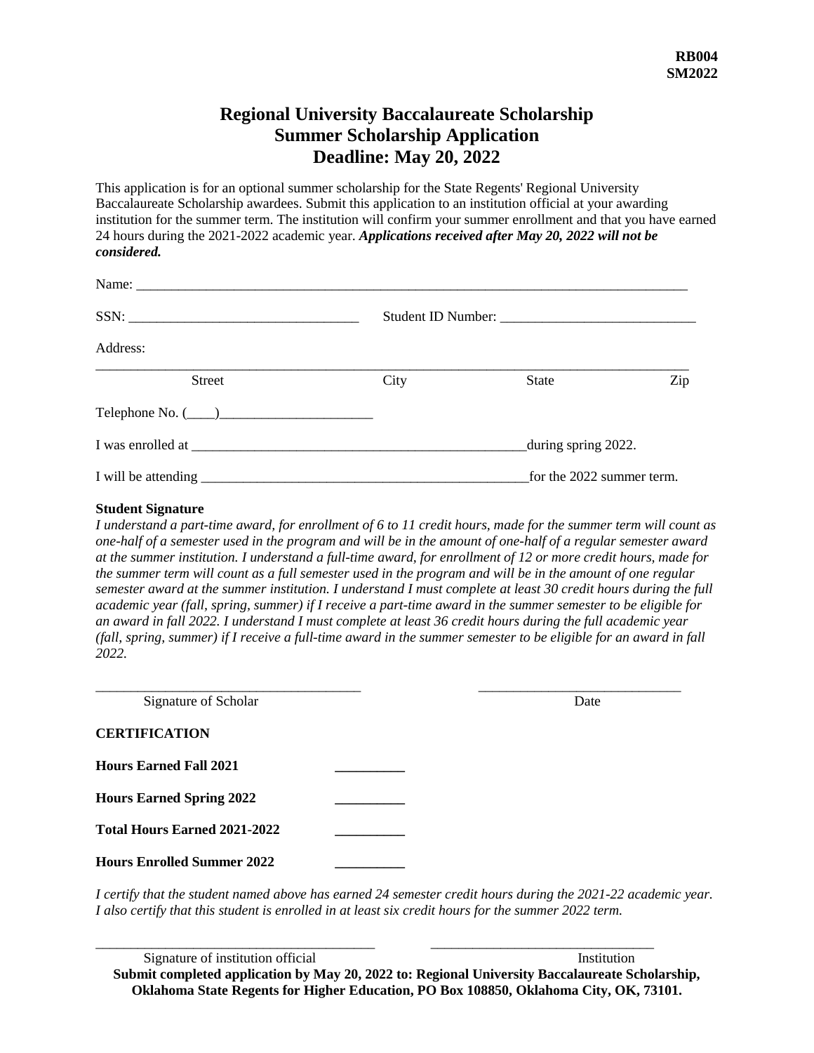**RB004**
**SM2022**

# Regional University Baccalaureate Scholarship
# Summer Scholarship Application
# Deadline: May 20, 2022

This application is for an optional summer scholarship for the State Regents' Regional University Baccalaureate Scholarship awardees. Submit this application to an institution official at your awarding institution for the summer term. The institution will confirm your summer enrollment and that you have earned 24 hours during the 2021-2022 academic year. ***Applications received after May 20, 2022 will not be considered.***

Name: ___________________________________________________________________________________

SSN: _________________________________ Student ID Number: ____________________________

Address:

____________________________________________________________________________________
Street City State Zip

Telephone No. (____)______________________

I was enrolled at _________________________________________________during spring 2022.

I will be attending ________________________________________________for the 2022 summer term.

**Student Signature**

*I understand a part-time award, for enrollment of 6 to 11 credit hours, made for the summer term will count as one-half of a semester used in the program and will be in the amount of one-half of a regular semester award at the summer institution. I understand a full-time award, for enrollment of 12 or more credit hours, made for the summer term will count as a full semester used in the program and will be in the amount of one regular semester award at the summer institution. I understand I must complete at least 30 credit hours during the full academic year (fall, spring, summer) if I receive a part-time award in the summer semester to be eligible for an award in fall 2022. I understand I must complete at least 36 credit hours during the full academic year (fall, spring, summer) if I receive a full-time award in the summer semester to be eligible for an award in fall 2022.*

_____________________________________ _____________________________
Signature of Scholar Date

**CERTIFICATION**

**Hours Earned Fall 2021** __________

**Hours Earned Spring 2022** __________

**Total Hours Earned 2021-2022** __________

**Hours Enrolled Summer 2022** __________

*I certify that the student named above has earned 24 semester credit hours during the 2021-22 academic year. I also certify that this student is enrolled in at least six credit hours for the summer 2022 term.*

_______________________________________ ________________________________
Signature of institution official Institution

**Submit completed application by May 20, 2022 to: Regional University Baccalaureate Scholarship, Oklahoma State Regents for Higher Education, PO Box 108850, Oklahoma City, OK, 73101.**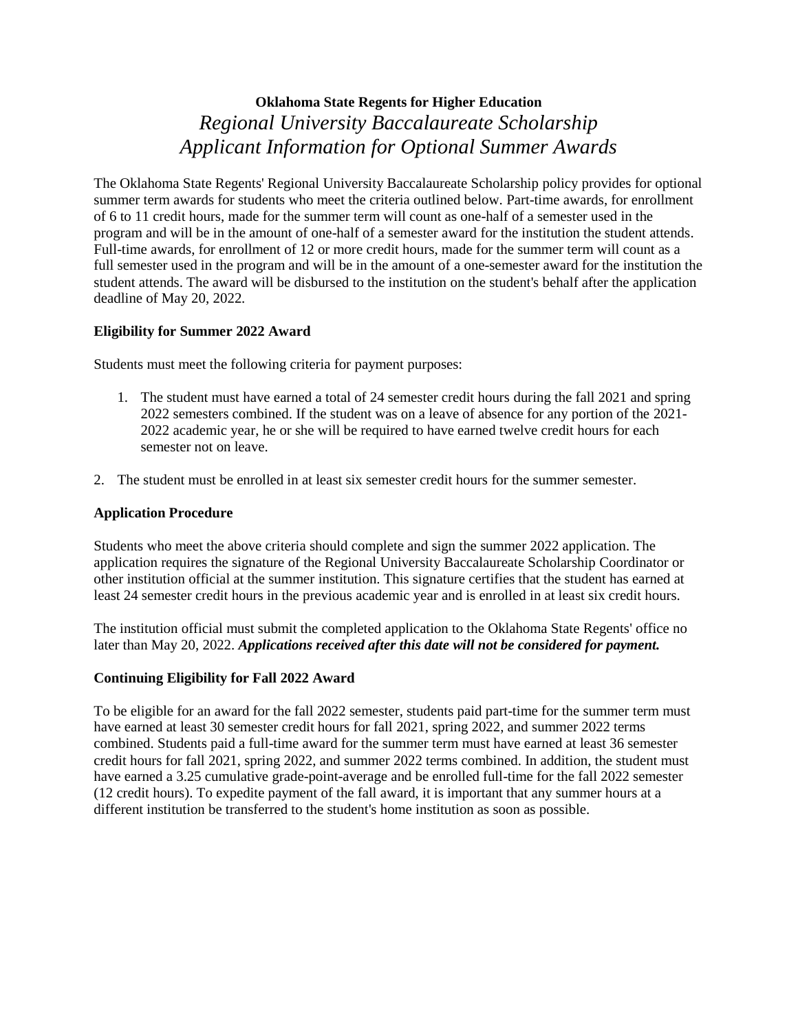**Oklahoma State Regents for Higher Education**

# *Regional University Baccalaureate Scholarship Applicant Information for Optional Summer Awards*

The Oklahoma State Regents' Regional University Baccalaureate Scholarship policy provides for optional summer term awards for students who meet the criteria outlined below. Part-time awards, for enrollment of 6 to 11 credit hours, made for the summer term will count as one-half of a semester used in the program and will be in the amount of one-half of a semester award for the institution the student attends. Full-time awards, for enrollment of 12 or more credit hours, made for the summer term will count as a full semester used in the program and will be in the amount of a one-semester award for the institution the student attends. The award will be disbursed to the institution on the student's behalf after the application deadline of May 20, 2022.

**Eligibility for Summer 2022 Award**

Students must meet the following criteria for payment purposes:

1. The student must have earned a total of 24 semester credit hours during the fall 2021 and spring 2022 semesters combined. If the student was on a leave of absence for any portion of the 2021-2022 academic year, he or she will be required to have earned twelve credit hours for each semester not on leave.

2. The student must be enrolled in at least six semester credit hours for the summer semester.

**Application Procedure**

Students who meet the above criteria should complete and sign the summer 2022 application. The application requires the signature of the Regional University Baccalaureate Scholarship Coordinator or other institution official at the summer institution. This signature certifies that the student has earned at least 24 semester credit hours in the previous academic year and is enrolled in at least six credit hours.

The institution official must submit the completed application to the Oklahoma State Regents' office no later than May 20, 2022. ***Applications received after this date will not be considered for payment.***

**Continuing Eligibility for Fall 2022 Award**

To be eligible for an award for the fall 2022 semester, students paid part-time for the summer term must have earned at least 30 semester credit hours for fall 2021, spring 2022, and summer 2022 terms combined. Students paid a full-time award for the summer term must have earned at least 36 semester credit hours for fall 2021, spring 2022, and summer 2022 terms combined. In addition, the student must have earned a 3.25 cumulative grade-point-average and be enrolled full-time for the fall 2022 semester (12 credit hours). To expedite payment of the fall award, it is important that any summer hours at a different institution be transferred to the student's home institution as soon as possible.